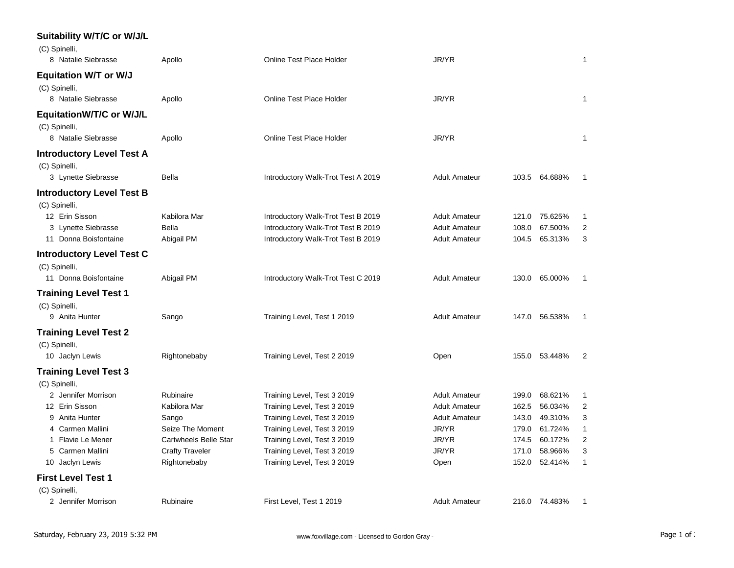## Suitability W/T/C or W/J/L

(C) Spinelli,

| # | Rider | Horse | Test | Division | Score | Percent | Place |
|---|---|---|---|---|---|---|---|
| 8 | Natalie Siebrasse | Apollo | Online Test Place Holder | JR/YR | | | 1 |

## Equitation W/T or W/J

(C) Spinelli,

| # | Rider | Horse | Test | Division | Score | Percent | Place |
|---|---|---|---|---|---|---|---|
| 8 | Natalie Siebrasse | Apollo | Online Test Place Holder | JR/YR | | | 1 |

## EquitationW/T/C or W/J/L

(C) Spinelli,

| # | Rider | Horse | Test | Division | Score | Percent | Place |
|---|---|---|---|---|---|---|---|
| 8 | Natalie Siebrasse | Apollo | Online Test Place Holder | JR/YR | | | 1 |

## Introductory Level Test A

(C) Spinelli,

| # | Rider | Horse | Test | Division | Score | Percent | Place |
|---|---|---|---|---|---|---|---|
| 3 | Lynette Siebrasse | Bella | Introductory Walk-Trot Test A 2019 | Adult Amateur | 103.5 | 64.688% | 1 |

## Introductory Level Test B

(C) Spinelli,

| # | Rider | Horse | Test | Division | Score | Percent | Place |
|---|---|---|---|---|---|---|---|
| 12 | Erin Sisson | Kabilora Mar | Introductory Walk-Trot Test B 2019 | Adult Amateur | 121.0 | 75.625% | 1 |
| 3 | Lynette Siebrasse | Bella | Introductory Walk-Trot Test B 2019 | Adult Amateur | 108.0 | 67.500% | 2 |
| 11 | Donna Boisfontaine | Abigail PM | Introductory Walk-Trot Test B 2019 | Adult Amateur | 104.5 | 65.313% | 3 |

## Introductory Level Test C

(C) Spinelli,

| # | Rider | Horse | Test | Division | Score | Percent | Place |
|---|---|---|---|---|---|---|---|
| 11 | Donna Boisfontaine | Abigail PM | Introductory Walk-Trot Test C 2019 | Adult Amateur | 130.0 | 65.000% | 1 |

## Training Level Test 1

(C) Spinelli,

| # | Rider | Horse | Test | Division | Score | Percent | Place |
|---|---|---|---|---|---|---|---|
| 9 | Anita Hunter | Sango | Training Level, Test 1 2019 | Adult Amateur | 147.0 | 56.538% | 1 |

## Training Level Test 2

(C) Spinelli,

| # | Rider | Horse | Test | Division | Score | Percent | Place |
|---|---|---|---|---|---|---|---|
| 10 | Jaclyn Lewis | Rightonebaby | Training Level, Test 2 2019 | Open | 155.0 | 53.448% | 2 |

## Training Level Test 3

(C) Spinelli,

| # | Rider | Horse | Test | Division | Score | Percent | Place |
|---|---|---|---|---|---|---|---|
| 2 | Jennifer Morrison | Rubinaire | Training Level, Test 3 2019 | Adult Amateur | 199.0 | 68.621% | 1 |
| 12 | Erin Sisson | Kabilora Mar | Training Level, Test 3 2019 | Adult Amateur | 162.5 | 56.034% | 2 |
| 9 | Anita Hunter | Sango | Training Level, Test 3 2019 | Adult Amateur | 143.0 | 49.310% | 3 |
| 4 | Carmen Mallini | Seize The Moment | Training Level, Test 3 2019 | JR/YR | 179.0 | 61.724% | 1 |
| 1 | Flavie Le Mener | Cartwheels Belle Star | Training Level, Test 3 2019 | JR/YR | 174.5 | 60.172% | 2 |
| 5 | Carmen Mallini | Crafty Traveler | Training Level, Test 3 2019 | JR/YR | 171.0 | 58.966% | 3 |
| 10 | Jaclyn Lewis | Rightonebaby | Training Level, Test 3 2019 | Open | 152.0 | 52.414% | 1 |

## First Level Test 1

(C) Spinelli,

| # | Rider | Horse | Test | Division | Score | Percent | Place |
|---|---|---|---|---|---|---|---|
| 2 | Jennifer Morrison | Rubinaire | First Level, Test 1 2019 | Adult Amateur | 216.0 | 74.483% | 1 |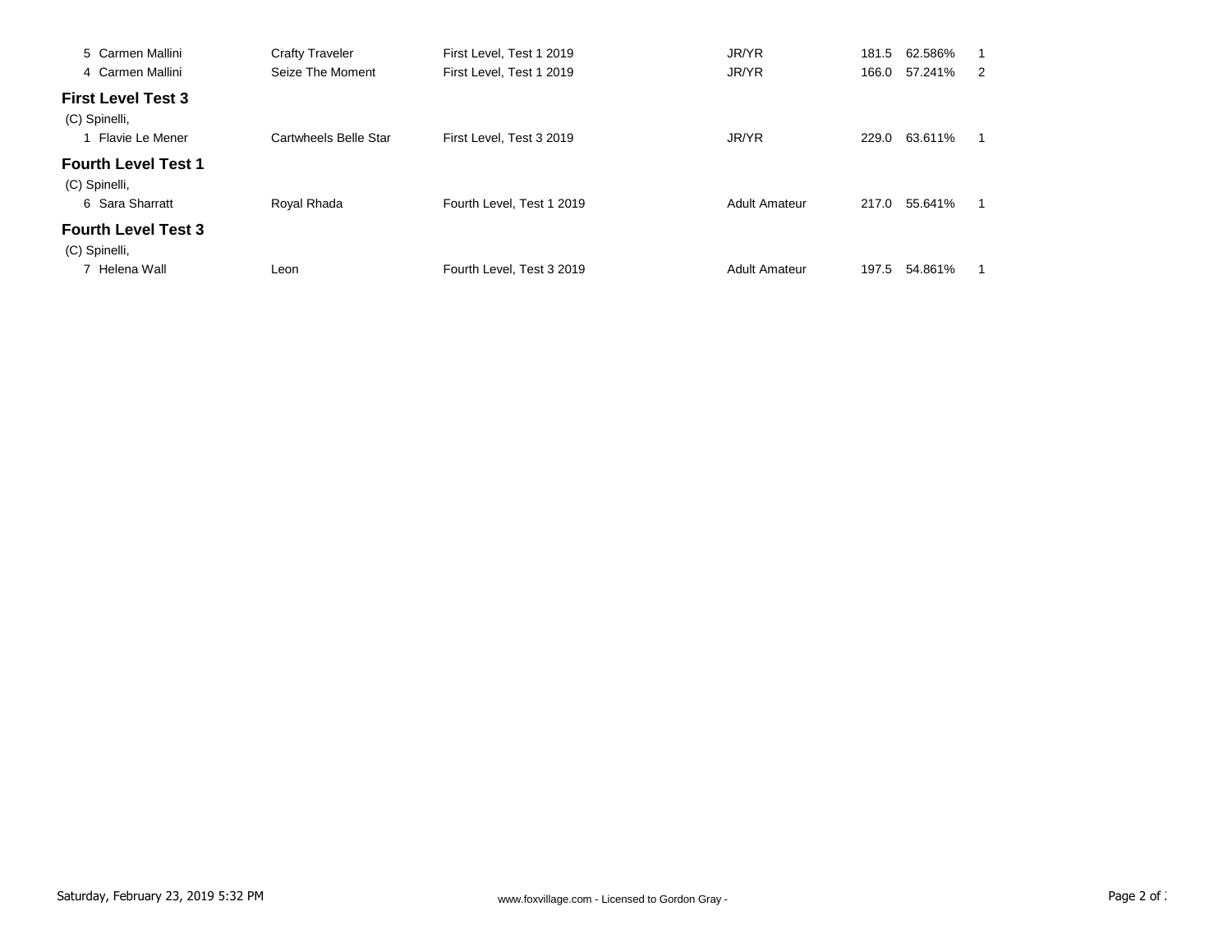| | | | | | | |
|---|---|---|---|---|---|---|
| 5 Carmen Mallini | Crafty Traveler | First Level, Test 1 2019 | JR/YR | 181.5 | 62.586% | 1 |
| 4 Carmen Mallini | Seize The Moment | First Level, Test 1 2019 | JR/YR | 166.0 | 57.241% | 2 |

### First Level Test 3

(C) Spinelli,

| | | | | | | |
|---|---|---|---|---|---|---|
| 1 Flavie Le Mener | Cartwheels Belle Star | First Level, Test 3 2019 | JR/YR | 229.0 | 63.611% | 1 |

### Fourth Level Test 1

(C) Spinelli,

| | | | | | | |
|---|---|---|---|---|---|---|
| 6 Sara Sharratt | Royal Rhada | Fourth Level, Test 1 2019 | Adult Amateur | 217.0 | 55.641% | 1 |

### Fourth Level Test 3

(C) Spinelli,

| | | | | | | |
|---|---|---|---|---|---|---|
| 7 Helena Wall | Leon | Fourth Level, Test 3 2019 | Adult Amateur | 197.5 | 54.861% | 1 |